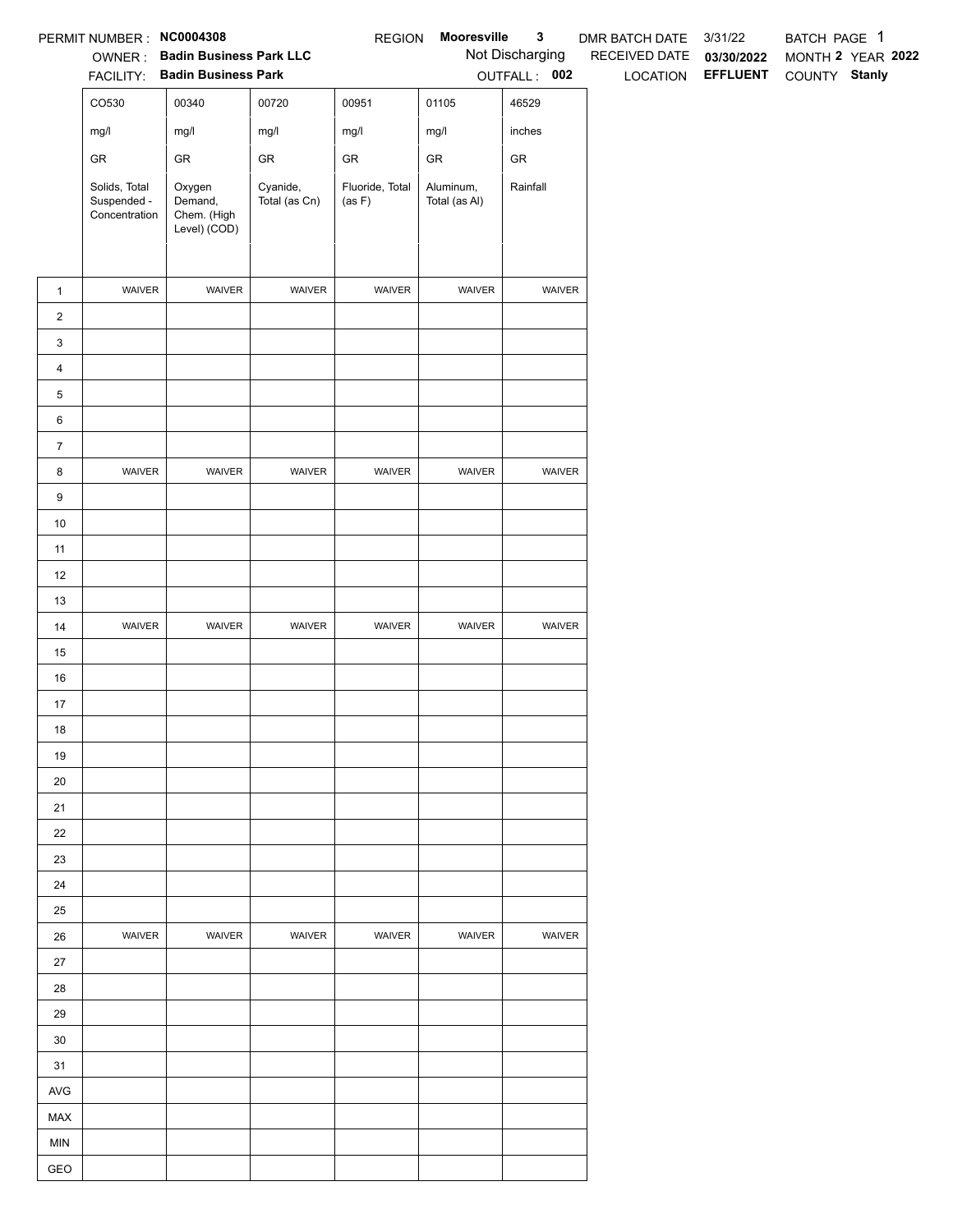PERMIT NUMBER : **NC0004308** REGION **Mooresville 3** DMR BATCH DATE 3/31/22 BATCH PAGE 1

OWNER : **Badin Business Park LLC** Not Discharging RECEIVED DATE **03/30/2022** MONTH **2** YEAR **2022**

FACILITY: **Badin Business Park** OUTFALL : **002** LOCATION **EFFLUENT** COUNTY **Stanly**

| | CO530 | 00340 | 00720 | 00951 | 01105 | 46529 |
|---|---|---|---|---|---|---|
| | mg/l | mg/l | mg/l | mg/l | mg/l | inches |
| | GR | GR | GR | GR | GR | GR |
| | Solids, Total Suspended - Concentration | Oxygen Demand, Chem. (High Level) (COD) | Cyanide, Total (as Cn) | Fluoride, Total (as F) | Aluminum, Total (as Al) | Rainfall |
| 1 | WAIVER | WAIVER | WAIVER | WAIVER | WAIVER | WAIVER |
| 2 | | | | | | |
| 3 | | | | | | |
| 4 | | | | | | |
| 5 | | | | | | |
| 6 | | | | | | |
| 7 | | | | | | |
| 8 | WAIVER | WAIVER | WAIVER | WAIVER | WAIVER | WAIVER |
| 9 | | | | | | |
| 10 | | | | | | |
| 11 | | | | | | |
| 12 | | | | | | |
| 13 | | | | | | |
| 14 | WAIVER | WAIVER | WAIVER | WAIVER | WAIVER | WAIVER |
| 15 | | | | | | |
| 16 | | | | | | |
| 17 | | | | | | |
| 18 | | | | | | |
| 19 | | | | | | |
| 20 | | | | | | |
| 21 | | | | | | |
| 22 | | | | | | |
| 23 | | | | | | |
| 24 | | | | | | |
| 25 | | | | | | |
| 26 | WAIVER | WAIVER | WAIVER | WAIVER | WAIVER | WAIVER |
| 27 | | | | | | |
| 28 | | | | | | |
| 29 | | | | | | |
| 30 | | | | | | |
| 31 | | | | | | |
| AVG | | | | | | |
| MAX | | | | | | |
| MIN | | | | | | |
| GEO | | | | | | |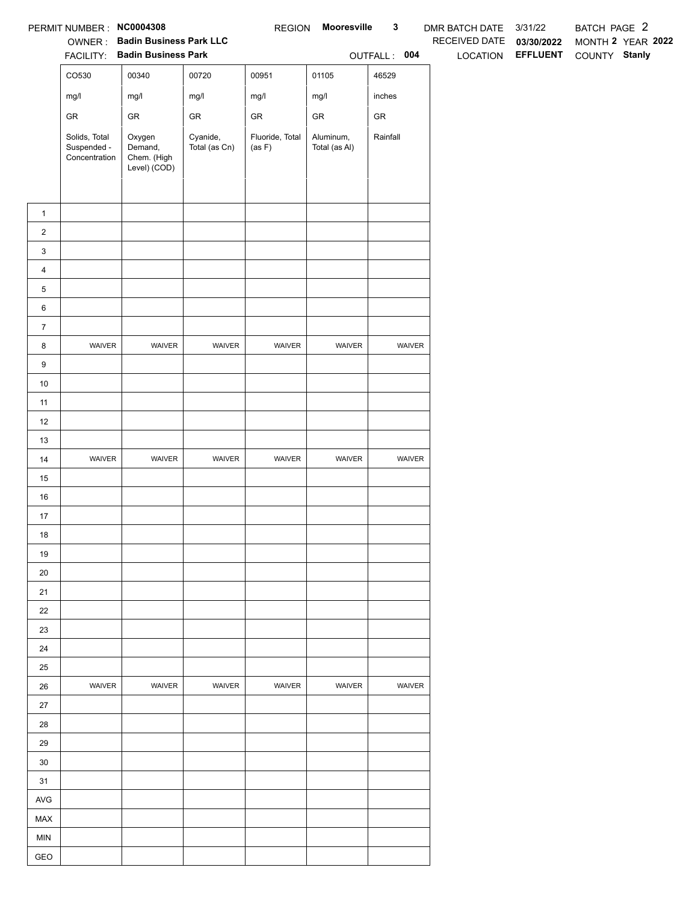PERMIT NUMBER : **NC0004308** REGION **Mooresville 3** DMR BATCH DATE 3/31/22 BATCH PAGE 2

OWNER : **Badin Business Park LLC** RECEIVED DATE **03/30/2022** MONTH **2** YEAR **2022**

FACILITY: **Badin Business Park** OUTFALL : **004** LOCATION **EFFLUENT** COUNTY **Stanly**

| | CO530 | 00340 | 00720 | 00951 | 01105 | 46529 |
|---|---|---|---|---|---|---|
| | mg/l | mg/l | mg/l | mg/l | mg/l | inches |
| | GR | GR | GR | GR | GR | GR |
| | Solids, Total Suspended - Concentration | Oxygen Demand, Chem. (High Level) (COD) | Cyanide, Total (as Cn) | Fluoride, Total (as F) | Aluminum, Total (as Al) | Rainfall |
| 1 | | | | | | |
| 2 | | | | | | |
| 3 | | | | | | |
| 4 | | | | | | |
| 5 | | | | | | |
| 6 | | | | | | |
| 7 | | | | | | |
| 8 | WAIVER | WAIVER | WAIVER | WAIVER | WAIVER | WAIVER |
| 9 | | | | | | |
| 10 | | | | | | |
| 11 | | | | | | |
| 12 | | | | | | |
| 13 | | | | | | |
| 14 | WAIVER | WAIVER | WAIVER | WAIVER | WAIVER | WAIVER |
| 15 | | | | | | |
| 16 | | | | | | |
| 17 | | | | | | |
| 18 | | | | | | |
| 19 | | | | | | |
| 20 | | | | | | |
| 21 | | | | | | |
| 22 | | | | | | |
| 23 | | | | | | |
| 24 | | | | | | |
| 25 | | | | | | |
| 26 | WAIVER | WAIVER | WAIVER | WAIVER | WAIVER | WAIVER |
| 27 | | | | | | |
| 28 | | | | | | |
| 29 | | | | | | |
| 30 | | | | | | |
| 31 | | | | | | |
| AVG | | | | | | |
| MAX | | | | | | |
| MIN | | | | | | |
| GEO | | | | | | |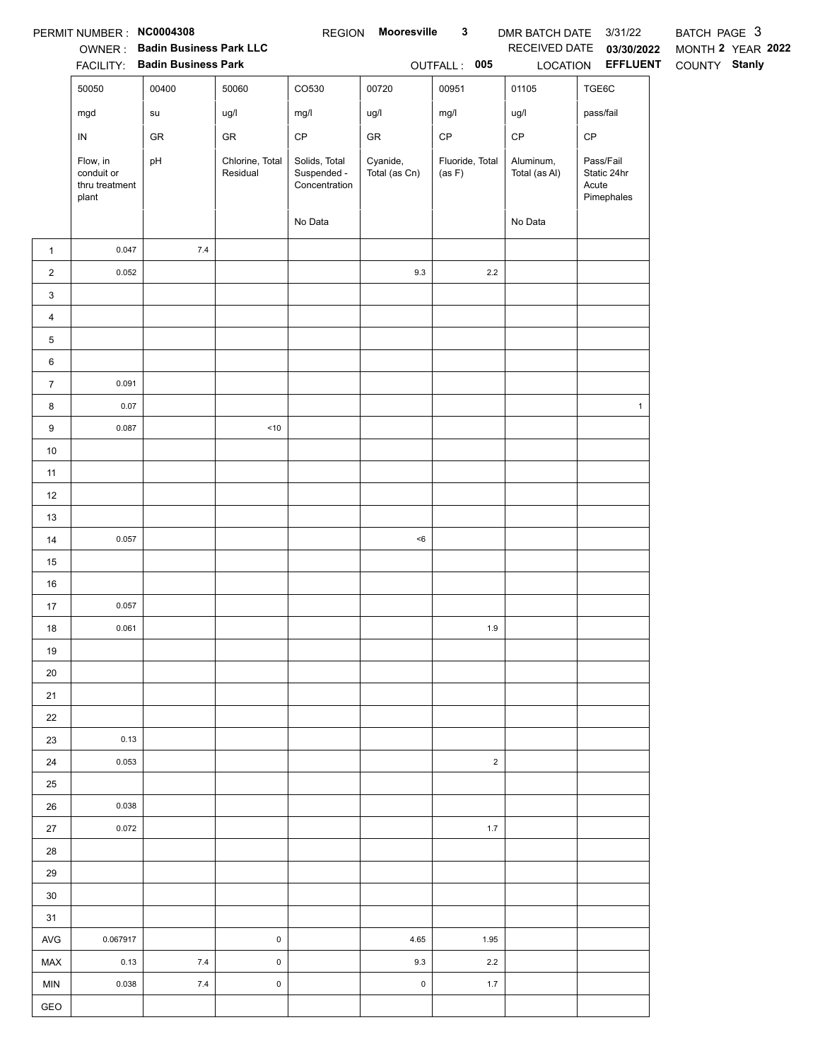PERMIT NUMBER : **NC0004308** REGION **Mooresville 3** DMR BATCH DATE 3/31/22 BATCH PAGE 3

OWNER : **Badin Business Park LLC** RECEIVED DATE **03/30/2022** MONTH **2** YEAR **2022**

FACILITY: **Badin Business Park** OUTFALL : **005** LOCATION **EFFLUENT** COUNTY **Stanly**

| | 50050 | 00400 | 50060 | CO530 | 00720 | 00951 | 01105 | TGE6C |
|---|---|---|---|---|---|---|---|---|
| | mgd | su | ug/l | mg/l | ug/l | mg/l | ug/l | pass/fail |
| | IN | GR | GR | CP | GR | CP | CP | CP |
| | Flow, in conduit or thru treatment plant | pH | Chlorine, Total Residual | Solids, Total Suspended - Concentration | Cyanide, Total (as Cn) | Fluoride, Total (as F) | Aluminum, Total (as Al) | Pass/Fail Static 24hr Acute Pimephales |
| | | | | No Data | | | No Data | |
| 1 | 0.047 | 7.4 | | | | | | |
| 2 | 0.052 | | | | 9.3 | 2.2 | | |
| 3 | | | | | | | | |
| 4 | | | | | | | | |
| 5 | | | | | | | | |
| 6 | | | | | | | | |
| 7 | 0.091 | | | | | | | |
| 8 | 0.07 | | | | | | | 1 |
| 9 | 0.087 | | <10 | | | | | |
| 10 | | | | | | | | |
| 11 | | | | | | | | |
| 12 | | | | | | | | |
| 13 | | | | | | | | |
| 14 | 0.057 | | | | <6 | | | |
| 15 | | | | | | | | |
| 16 | | | | | | | | |
| 17 | 0.057 | | | | | | | |
| 18 | 0.061 | | | | | 1.9 | | |
| 19 | | | | | | | | |
| 20 | | | | | | | | |
| 21 | | | | | | | | |
| 22 | | | | | | | | |
| 23 | 0.13 | | | | | | | |
| 24 | 0.053 | | | | | 2 | | |
| 25 | | | | | | | | |
| 26 | 0.038 | | | | | | | |
| 27 | 0.072 | | | | | 1.7 | | |
| 28 | | | | | | | | |
| 29 | | | | | | | | |
| 30 | | | | | | | | |
| 31 | | | | | | | | |
| AVG | 0.067917 | | 0 | | 4.65 | 1.95 | | |
| MAX | 0.13 | 7.4 | 0 | | 9.3 | 2.2 | | |
| MIN | 0.038 | 7.4 | 0 | | 0 | 1.7 | | |
| GEO | | | | | | | | |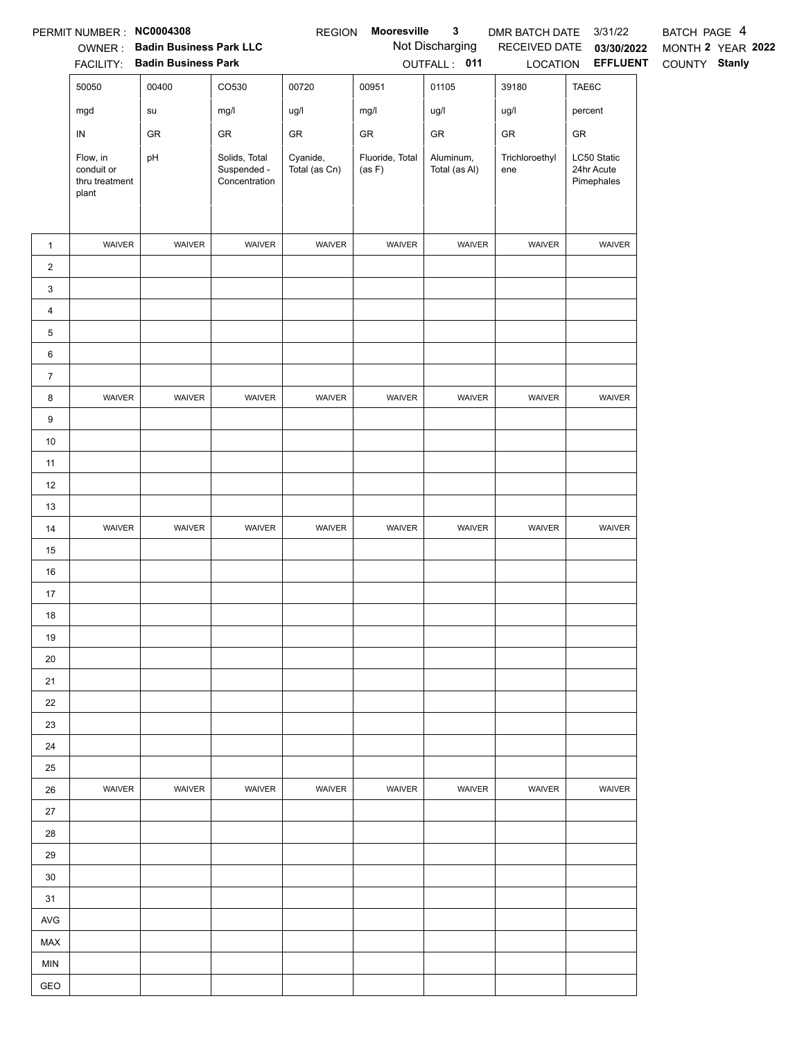PERMIT NUMBER : **NC0004308** REGION **Mooresville 3** DMR BATCH DATE 3/31/22 BATCH PAGE 4

OWNER : **Badin Business Park LLC** Not Discharging RECEIVED DATE **03/30/2022** MONTH **2** YEAR **2022**

FACILITY: **Badin Business Park** OUTFALL : **011** LOCATION **EFFLUENT** COUNTY **Stanly**

| | 50050 | 00400 | CO530 | 00720 | 00951 | 01105 | 39180 | TAE6C |
|---|---|---|---|---|---|---|---|---|
| | mgd | su | mg/l | ug/l | mg/l | ug/l | ug/l | percent |
| | IN | GR | GR | GR | GR | GR | GR | GR |
| | Flow, in conduit or thru treatment plant | pH | Solids, Total Suspended - Concentration | Cyanide, Total (as Cn) | Fluoride, Total (as F) | Aluminum, Total (as Al) | Trichloroethylene | LC50 Static 24hr Acute Pimephales |
| 1 | WAIVER | WAIVER | WAIVER | WAIVER | WAIVER | WAIVER | WAIVER | WAIVER |
| 2 | | | | | | | | |
| 3 | | | | | | | | |
| 4 | | | | | | | | |
| 5 | | | | | | | | |
| 6 | | | | | | | | |
| 7 | | | | | | | | |
| 8 | WAIVER | WAIVER | WAIVER | WAIVER | WAIVER | WAIVER | WAIVER | WAIVER |
| 9 | | | | | | | | |
| 10 | | | | | | | | |
| 11 | | | | | | | | |
| 12 | | | | | | | | |
| 13 | | | | | | | | |
| 14 | WAIVER | WAIVER | WAIVER | WAIVER | WAIVER | WAIVER | WAIVER | WAIVER |
| 15 | | | | | | | | |
| 16 | | | | | | | | |
| 17 | | | | | | | | |
| 18 | | | | | | | | |
| 19 | | | | | | | | |
| 20 | | | | | | | | |
| 21 | | | | | | | | |
| 22 | | | | | | | | |
| 23 | | | | | | | | |
| 24 | | | | | | | | |
| 25 | | | | | | | | |
| 26 | WAIVER | WAIVER | WAIVER | WAIVER | WAIVER | WAIVER | WAIVER | WAIVER |
| 27 | | | | | | | | |
| 28 | | | | | | | | |
| 29 | | | | | | | | |
| 30 | | | | | | | | |
| 31 | | | | | | | | |
| AVG | | | | | | | | |
| MAX | | | | | | | | |
| MIN | | | | | | | | |
| GEO | | | | | | | | |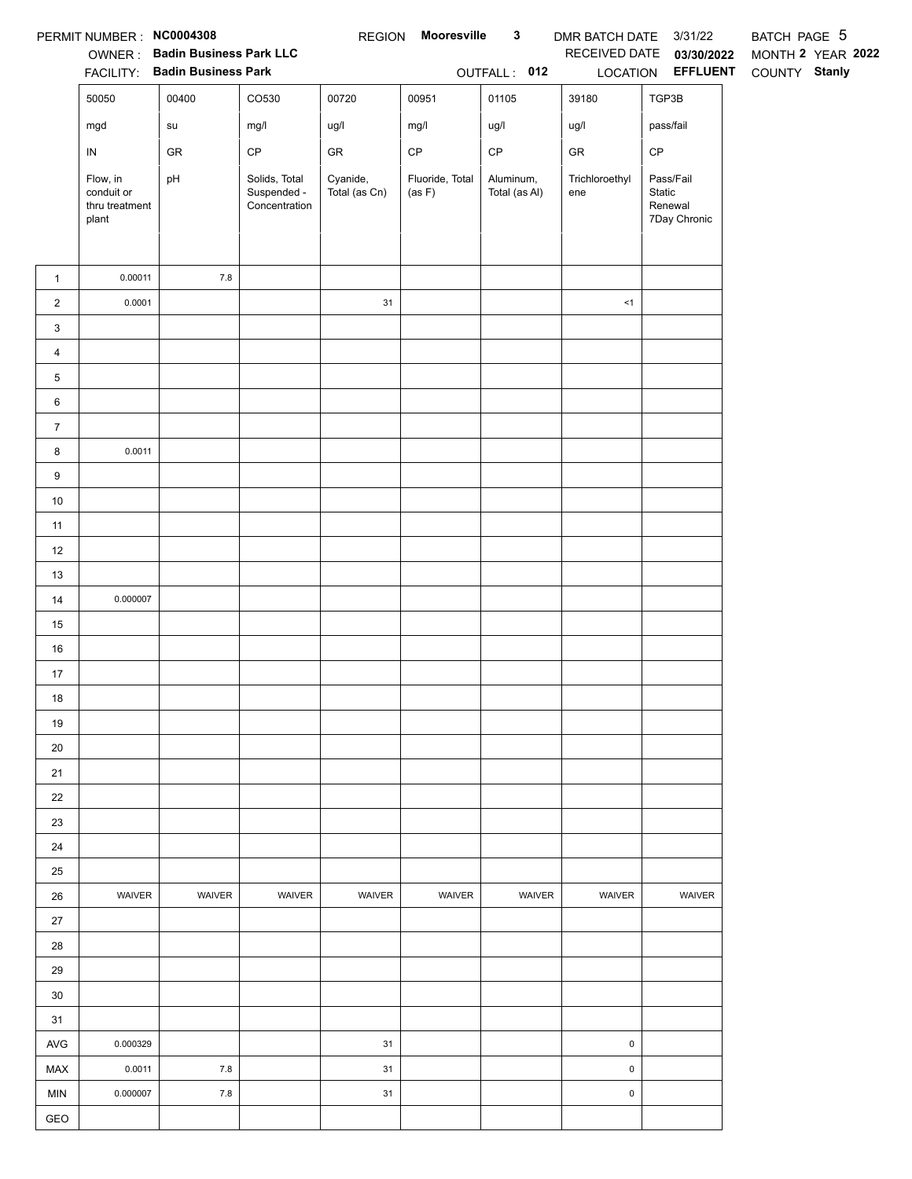PERMIT NUMBER : **NC0004308** REGION **Mooresville 3** DMR BATCH DATE 3/31/22 BATCH PAGE 5

OWNER : **Badin Business Park LLC** RECEIVED DATE **03/30/2022** MONTH **2** YEAR **2022**

FACILITY: **Badin Business Park** OUTFALL : **012** LOCATION **EFFLUENT** COUNTY **Stanly**

| | 50050 | 00400 | CO530 | 00720 | 00951 | 01105 | 39180 | TGP3B |
|---|---|---|---|---|---|---|---|---|
| | mgd | su | mg/l | ug/l | mg/l | ug/l | ug/l | pass/fail |
| | IN | GR | CP | GR | CP | CP | GR | CP |
| | Flow, in conduit or thru treatment plant | pH | Solids, Total Suspended - Concentration | Cyanide, Total (as Cn) | Fluoride, Total (as F) | Aluminum, Total (as Al) | Trichloroethylene | Pass/Fail Static Renewal 7Day Chronic |
| 1 | 0.00011 | 7.8 | | | | | | |
| 2 | 0.0001 | | | 31 | | | <1 | |
| 3 | | | | | | | | |
| 4 | | | | | | | | |
| 5 | | | | | | | | |
| 6 | | | | | | | | |
| 7 | | | | | | | | |
| 8 | 0.0011 | | | | | | | |
| 9 | | | | | | | | |
| 10 | | | | | | | | |
| 11 | | | | | | | | |
| 12 | | | | | | | | |
| 13 | | | | | | | | |
| 14 | 0.000007 | | | | | | | |
| 15 | | | | | | | | |
| 16 | | | | | | | | |
| 17 | | | | | | | | |
| 18 | | | | | | | | |
| 19 | | | | | | | | |
| 20 | | | | | | | | |
| 21 | | | | | | | | |
| 22 | | | | | | | | |
| 23 | | | | | | | | |
| 24 | | | | | | | | |
| 25 | | | | | | | | |
| 26 | WAIVER | WAIVER | WAIVER | WAIVER | WAIVER | WAIVER | WAIVER | WAIVER |
| 27 | | | | | | | | |
| 28 | | | | | | | | |
| 29 | | | | | | | | |
| 30 | | | | | | | | |
| 31 | | | | | | | | |
| AVG | 0.000329 | | | 31 | | | 0 | |
| MAX | 0.0011 | 7.8 | | 31 | | | 0 | |
| MIN | 0.000007 | 7.8 | | 31 | | | 0 | |
| GEO | | | | | | | | |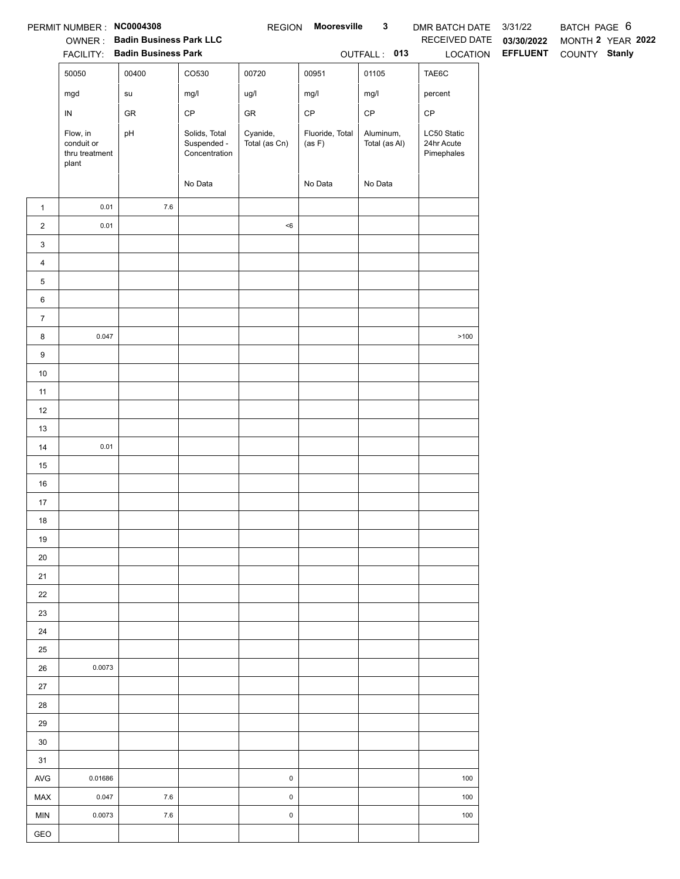PERMIT NUMBER : **NC0004308** REGION **Mooresville 3** DMR BATCH DATE 3/31/22 BATCH PAGE 6

OWNER : **Badin Business Park LLC** RECEIVED DATE **03/30/2022** MONTH **2** YEAR **2022**

FACILITY: **Badin Business Park** OUTFALL : **013** LOCATION **EFFLUENT** COUNTY **Stanly**

| | 50050 | 00400 | CO530 | 00720 | 00951 | 01105 | TAE6C |
|---|---|---|---|---|---|---|---|
| | mgd | su | mg/l | ug/l | mg/l | mg/l | percent |
| | IN | GR | CP | GR | CP | CP | CP |
| | Flow, in conduit or thru treatment plant | pH | Solids, Total Suspended - Concentration | Cyanide, Total (as Cn) | Fluoride, Total (as F) | Aluminum, Total (as Al) | LC50 Static 24hr Acute Pimephales |
| | | | No Data | | No Data | No Data | |
| 1 | 0.01 | 7.6 | | | | | |
| 2 | 0.01 | | | <6 | | | |
| 3 | | | | | | | |
| 4 | | | | | | | |
| 5 | | | | | | | |
| 6 | | | | | | | |
| 7 | | | | | | | |
| 8 | 0.047 | | | | | | >100 |
| 9 | | | | | | | |
| 10 | | | | | | | |
| 11 | | | | | | | |
| 12 | | | | | | | |
| 13 | | | | | | | |
| 14 | 0.01 | | | | | | |
| 15 | | | | | | | |
| 16 | | | | | | | |
| 17 | | | | | | | |
| 18 | | | | | | | |
| 19 | | | | | | | |
| 20 | | | | | | | |
| 21 | | | | | | | |
| 22 | | | | | | | |
| 23 | | | | | | | |
| 24 | | | | | | | |
| 25 | | | | | | | |
| 26 | 0.0073 | | | | | | |
| 27 | | | | | | | |
| 28 | | | | | | | |
| 29 | | | | | | | |
| 30 | | | | | | | |
| 31 | | | | | | | |
| AVG | 0.01686 | | | 0 | | | 100 |
| MAX | 0.047 | 7.6 | | 0 | | | 100 |
| MIN | 0.0073 | 7.6 | | 0 | | | 100 |
| GEO | | | | | | | |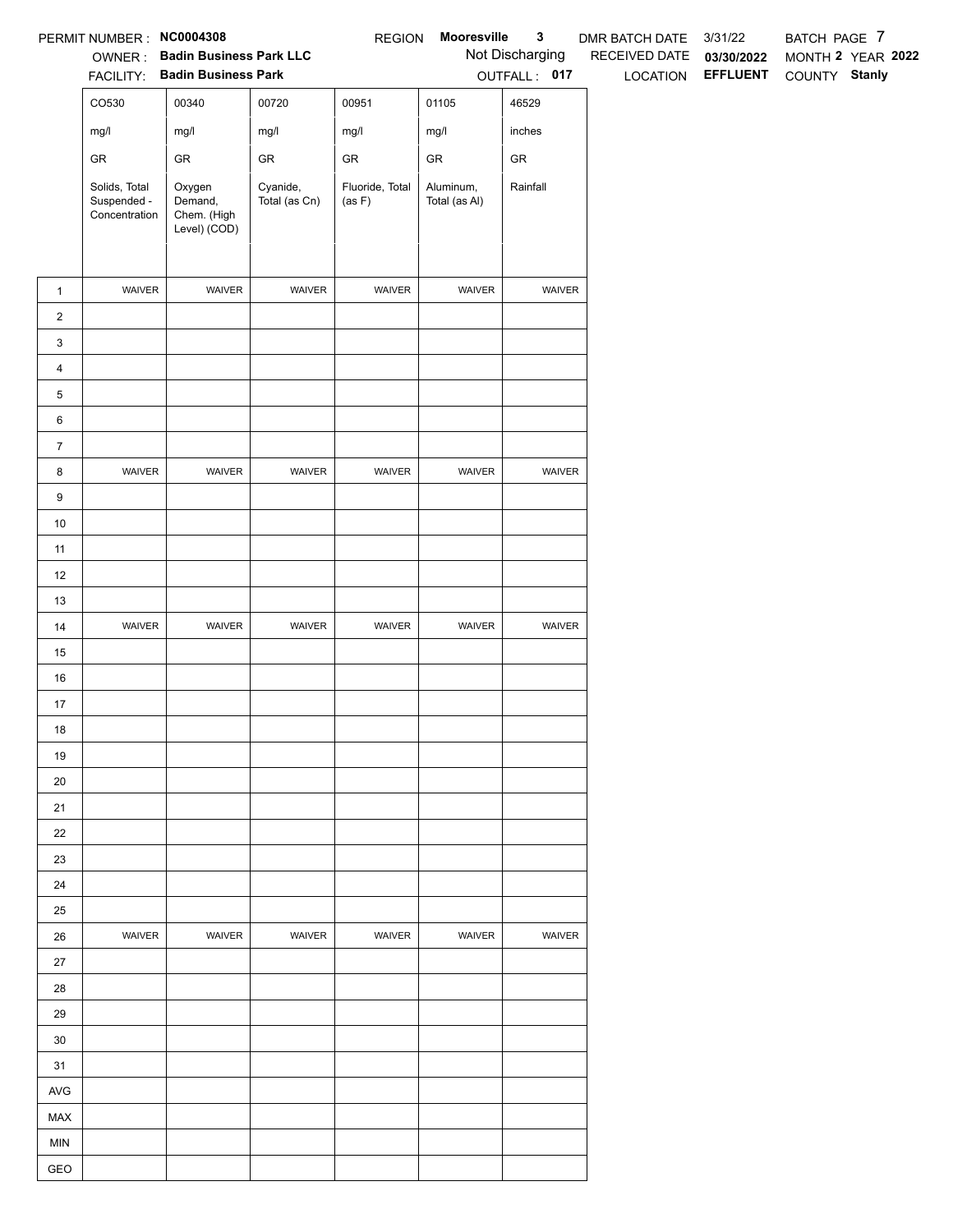PERMIT NUMBER : **NC0004308** REGION **Mooresville 3** DMR BATCH DATE 3/31/22 BATCH PAGE 7

OWNER : **Badin Business Park LLC** Not Discharging RECEIVED DATE **03/30/2022** MONTH **2** YEAR **2022**

FACILITY: **Badin Business Park** OUTFALL : **017** LOCATION **EFFLUENT** COUNTY **Stanly**

| | CO530 | 00340 | 00720 | 00951 | 01105 | 46529 |
|---|---|---|---|---|---|---|
| | mg/l | mg/l | mg/l | mg/l | mg/l | inches |
| | GR | GR | GR | GR | GR | GR |
| | Solids, Total Suspended - Concentration | Oxygen Demand, Chem. (High Level) (COD) | Cyanide, Total (as Cn) | Fluoride, Total (as F) | Aluminum, Total (as Al) | Rainfall |
| 1 | WAIVER | WAIVER | WAIVER | WAIVER | WAIVER | WAIVER |
| 2 | | | | | | |
| 3 | | | | | | |
| 4 | | | | | | |
| 5 | | | | | | |
| 6 | | | | | | |
| 7 | | | | | | |
| 8 | WAIVER | WAIVER | WAIVER | WAIVER | WAIVER | WAIVER |
| 9 | | | | | | |
| 10 | | | | | | |
| 11 | | | | | | |
| 12 | | | | | | |
| 13 | | | | | | |
| 14 | WAIVER | WAIVER | WAIVER | WAIVER | WAIVER | WAIVER |
| 15 | | | | | | |
| 16 | | | | | | |
| 17 | | | | | | |
| 18 | | | | | | |
| 19 | | | | | | |
| 20 | | | | | | |
| 21 | | | | | | |
| 22 | | | | | | |
| 23 | | | | | | |
| 24 | | | | | | |
| 25 | | | | | | |
| 26 | WAIVER | WAIVER | WAIVER | WAIVER | WAIVER | WAIVER |
| 27 | | | | | | |
| 28 | | | | | | |
| 29 | | | | | | |
| 30 | | | | | | |
| 31 | | | | | | |
| AVG | | | | | | |
| MAX | | | | | | |
| MIN | | | | | | |
| GEO | | | | | | |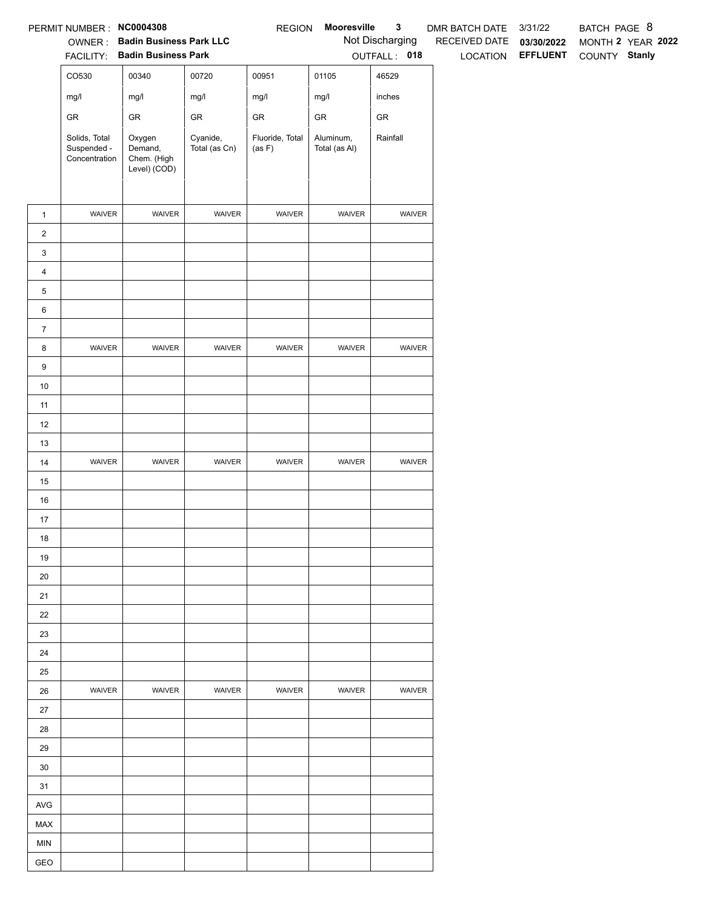PERMIT NUMBER : **NC0004308** REGION **Mooresville 3** DMR BATCH DATE 3/31/22 BATCH PAGE 8

OWNER : **Badin Business Park LLC** Not Discharging RECEIVED DATE **03/30/2022** MONTH **2** YEAR **2022**

FACILITY: **Badin Business Park** OUTFALL : **018** LOCATION **EFFLUENT** COUNTY **Stanly**

| | CO530 | 00340 | 00720 | 00951 | 01105 | 46529 |
|---|---|---|---|---|---|---|
| | mg/l | mg/l | mg/l | mg/l | mg/l | inches |
| | GR | GR | GR | GR | GR | GR |
| | Solids, Total Suspended - Concentration | Oxygen Demand, Chem. (High Level) (COD) | Cyanide, Total (as Cn) | Fluoride, Total (as F) | Aluminum, Total (as Al) | Rainfall |
| 1 | WAIVER | WAIVER | WAIVER | WAIVER | WAIVER | WAIVER |
| 2 | | | | | | |
| 3 | | | | | | |
| 4 | | | | | | |
| 5 | | | | | | |
| 6 | | | | | | |
| 7 | | | | | | |
| 8 | WAIVER | WAIVER | WAIVER | WAIVER | WAIVER | WAIVER |
| 9 | | | | | | |
| 10 | | | | | | |
| 11 | | | | | | |
| 12 | | | | | | |
| 13 | | | | | | |
| 14 | WAIVER | WAIVER | WAIVER | WAIVER | WAIVER | WAIVER |
| 15 | | | | | | |
| 16 | | | | | | |
| 17 | | | | | | |
| 18 | | | | | | |
| 19 | | | | | | |
| 20 | | | | | | |
| 21 | | | | | | |
| 22 | | | | | | |
| 23 | | | | | | |
| 24 | | | | | | |
| 25 | | | | | | |
| 26 | WAIVER | WAIVER | WAIVER | WAIVER | WAIVER | WAIVER |
| 27 | | | | | | |
| 28 | | | | | | |
| 29 | | | | | | |
| 30 | | | | | | |
| 31 | | | | | | |
| AVG | | | | | | |
| MAX | | | | | | |
| MIN | | | | | | |
| GEO | | | | | | |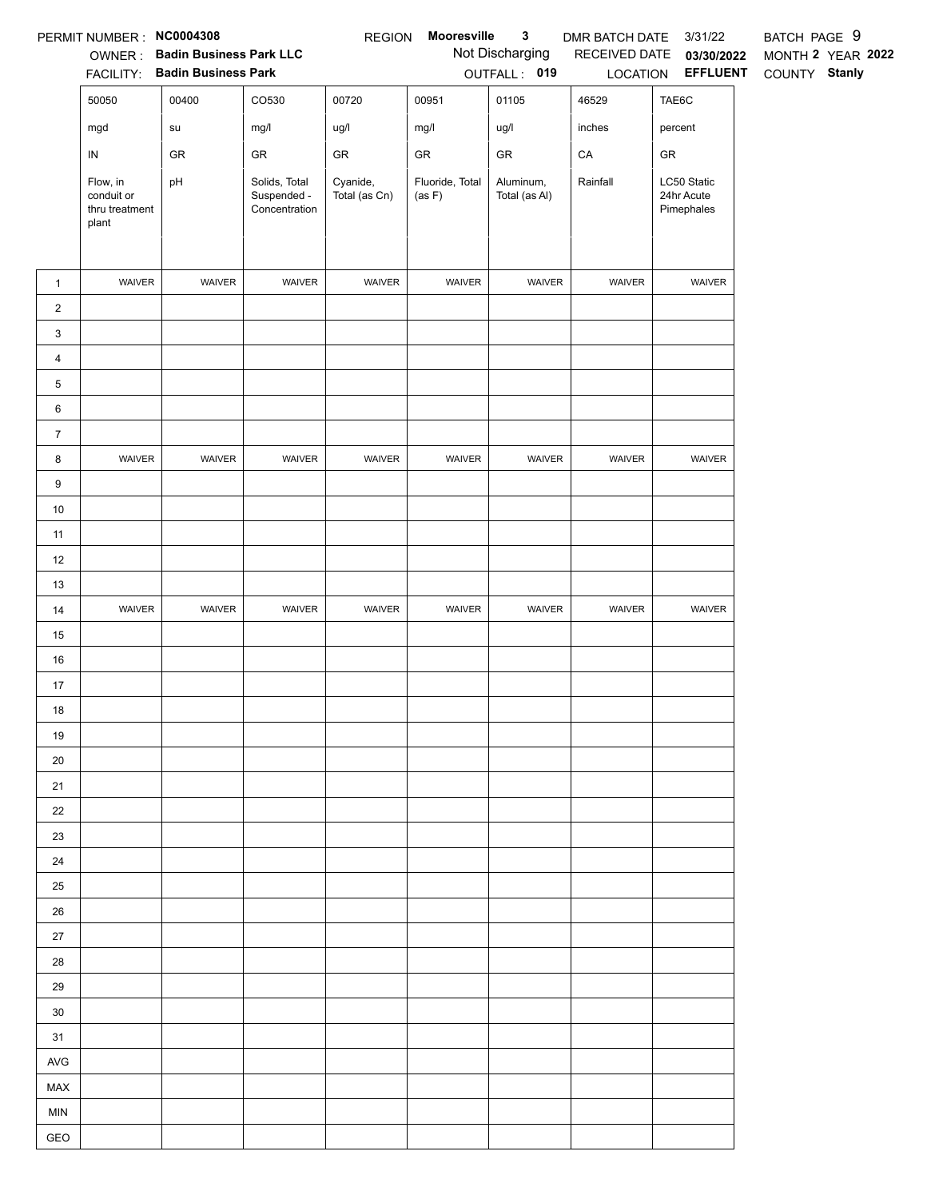PERMIT NUMBER : **NC0004308** REGION **Mooresville 3** DMR BATCH DATE 3/31/22 BATCH PAGE 9

OWNER : **Badin Business Park LLC** Not Discharging RECEIVED DATE **03/30/2022** MONTH **2** YEAR **2022**

FACILITY: **Badin Business Park** OUTFALL : **019** LOCATION **EFFLUENT** COUNTY **Stanly**

| | 50050 | 00400 | CO530 | 00720 | 00951 | 01105 | 46529 | TAE6C |
|---|---|---|---|---|---|---|---|---|
| | mgd | su | mg/l | ug/l | mg/l | ug/l | inches | percent |
| | IN | GR | GR | GR | GR | GR | CA | GR |
| | Flow, in conduit or thru treatment plant | pH | Solids, Total Suspended - Concentration | Cyanide, Total (as Cn) | Fluoride, Total (as F) | Aluminum, Total (as Al) | Rainfall | LC50 Static 24hr Acute Pimephales |
| 1 | WAIVER | WAIVER | WAIVER | WAIVER | WAIVER | WAIVER | WAIVER | WAIVER |
| 2 | | | | | | | | |
| 3 | | | | | | | | |
| 4 | | | | | | | | |
| 5 | | | | | | | | |
| 6 | | | | | | | | |
| 7 | | | | | | | | |
| 8 | WAIVER | WAIVER | WAIVER | WAIVER | WAIVER | WAIVER | WAIVER | WAIVER |
| 9 | | | | | | | | |
| 10 | | | | | | | | |
| 11 | | | | | | | | |
| 12 | | | | | | | | |
| 13 | | | | | | | | |
| 14 | WAIVER | WAIVER | WAIVER | WAIVER | WAIVER | WAIVER | WAIVER | WAIVER |
| 15 | | | | | | | | |
| 16 | | | | | | | | |
| 17 | | | | | | | | |
| 18 | | | | | | | | |
| 19 | | | | | | | | |
| 20 | | | | | | | | |
| 21 | | | | | | | | |
| 22 | | | | | | | | |
| 23 | | | | | | | | |
| 24 | | | | | | | | |
| 25 | | | | | | | | |
| 26 | | | | | | | | |
| 27 | | | | | | | | |
| 28 | | | | | | | | |
| 29 | | | | | | | | |
| 30 | | | | | | | | |
| 31 | | | | | | | | |
| AVG | | | | | | | | |
| MAX | | | | | | | | |
| MIN | | | | | | | | |
| GEO | | | | | | | | |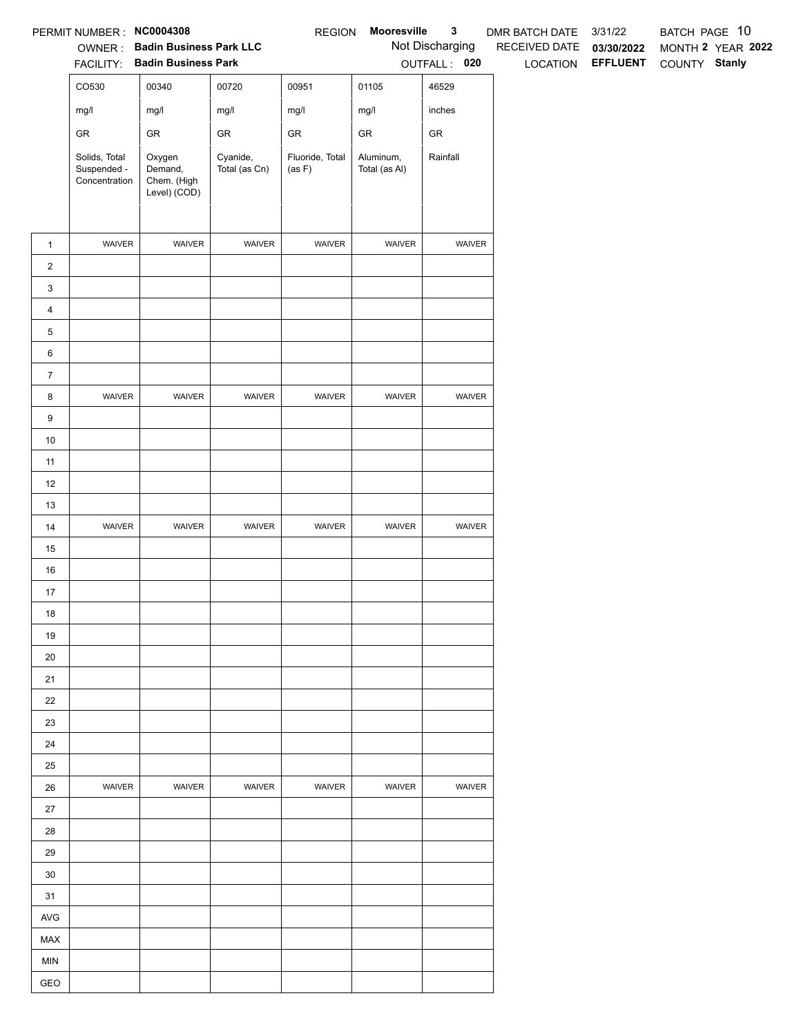PERMIT NUMBER : **NC0004308** REGION **Mooresville 3** DMR BATCH DATE 3/31/22 BATCH PAGE 10

OWNER : **Badin Business Park LLC** Not Discharging RECEIVED DATE **03/30/2022** MONTH **2** YEAR **2022**

FACILITY: **Badin Business Park** OUTFALL : **020** LOCATION **EFFLUENT** COUNTY **Stanly**

| | CO530 | 00340 | 00720 | 00951 | 01105 | 46529 |
|---|---|---|---|---|---|---|
| | mg/l | mg/l | mg/l | mg/l | mg/l | inches |
| | GR | GR | GR | GR | GR | GR |
| | Solids, Total Suspended - Concentration | Oxygen Demand, Chem. (High Level) (COD) | Cyanide, Total (as Cn) | Fluoride, Total (as F) | Aluminum, Total (as Al) | Rainfall |
| 1 | WAIVER | WAIVER | WAIVER | WAIVER | WAIVER | WAIVER |
| 2 | | | | | | |
| 3 | | | | | | |
| 4 | | | | | | |
| 5 | | | | | | |
| 6 | | | | | | |
| 7 | | | | | | |
| 8 | WAIVER | WAIVER | WAIVER | WAIVER | WAIVER | WAIVER |
| 9 | | | | | | |
| 10 | | | | | | |
| 11 | | | | | | |
| 12 | | | | | | |
| 13 | | | | | | |
| 14 | WAIVER | WAIVER | WAIVER | WAIVER | WAIVER | WAIVER |
| 15 | | | | | | |
| 16 | | | | | | |
| 17 | | | | | | |
| 18 | | | | | | |
| 19 | | | | | | |
| 20 | | | | | | |
| 21 | | | | | | |
| 22 | | | | | | |
| 23 | | | | | | |
| 24 | | | | | | |
| 25 | | | | | | |
| 26 | WAIVER | WAIVER | WAIVER | WAIVER | WAIVER | WAIVER |
| 27 | | | | | | |
| 28 | | | | | | |
| 29 | | | | | | |
| 30 | | | | | | |
| 31 | | | | | | |
| AVG | | | | | | |
| MAX | | | | | | |
| MIN | | | | | | |
| GEO | | | | | | |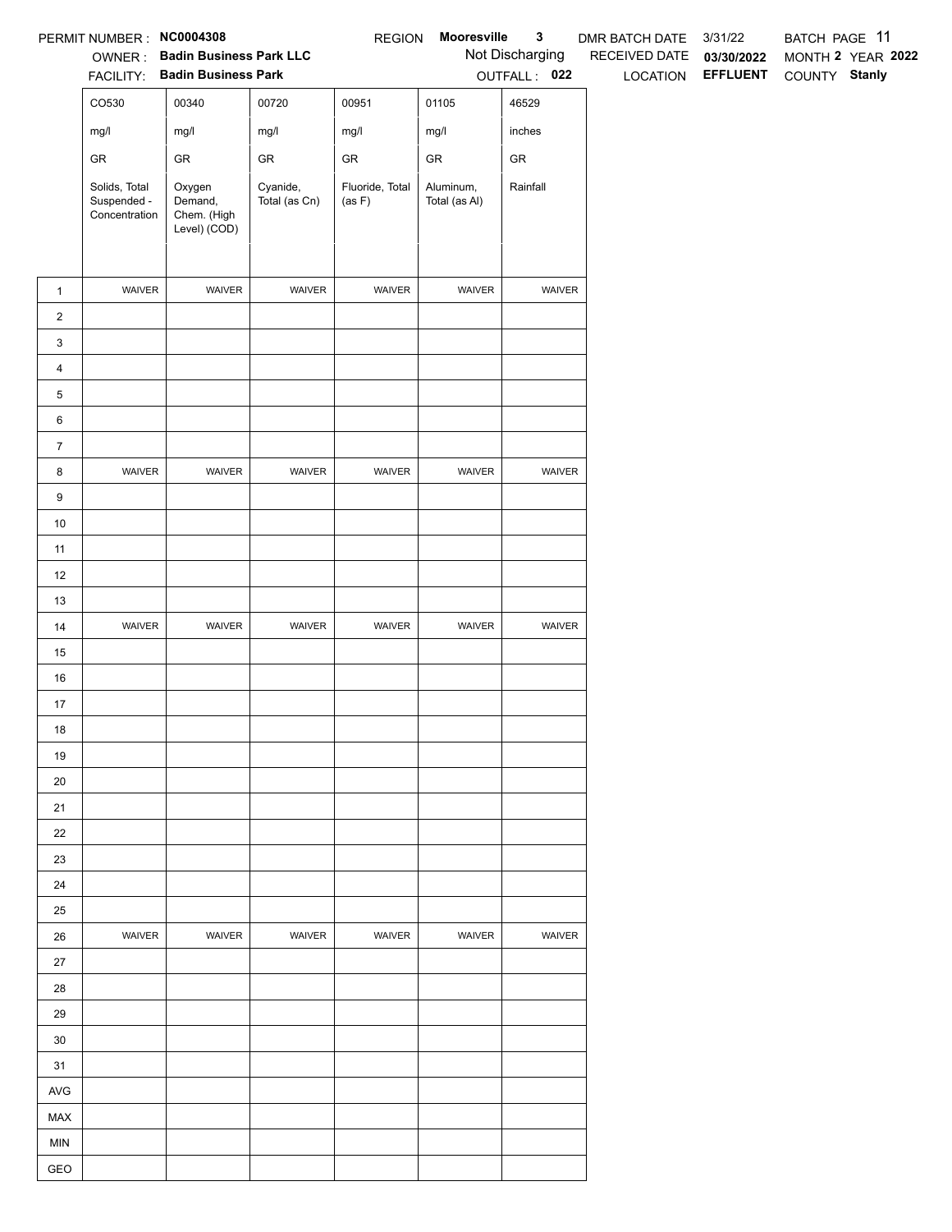PERMIT NUMBER : **NC0004308** REGION **Mooresville 3** DMR BATCH DATE 3/31/22 BATCH PAGE 11

OWNER : **Badin Business Park LLC** Not Discharging RECEIVED DATE **03/30/2022** MONTH **2** YEAR **2022**

FACILITY: **Badin Business Park** OUTFALL : **022** LOCATION **EFFLUENT** COUNTY **Stanly**

| | CO530 | 00340 | 00720 | 00951 | 01105 | 46529 |
|---|---|---|---|---|---|---|
| | mg/l | mg/l | mg/l | mg/l | mg/l | inches |
| | GR | GR | GR | GR | GR | GR |
| | Solids, Total Suspended - Concentration | Oxygen Demand, Chem. (High Level) (COD) | Cyanide, Total (as Cn) | Fluoride, Total (as F) | Aluminum, Total (as Al) | Rainfall |
| 1 | WAIVER | WAIVER | WAIVER | WAIVER | WAIVER | WAIVER |
| 2 | | | | | | |
| 3 | | | | | | |
| 4 | | | | | | |
| 5 | | | | | | |
| 6 | | | | | | |
| 7 | | | | | | |
| 8 | WAIVER | WAIVER | WAIVER | WAIVER | WAIVER | WAIVER |
| 9 | | | | | | |
| 10 | | | | | | |
| 11 | | | | | | |
| 12 | | | | | | |
| 13 | | | | | | |
| 14 | WAIVER | WAIVER | WAIVER | WAIVER | WAIVER | WAIVER |
| 15 | | | | | | |
| 16 | | | | | | |
| 17 | | | | | | |
| 18 | | | | | | |
| 19 | | | | | | |
| 20 | | | | | | |
| 21 | | | | | | |
| 22 | | | | | | |
| 23 | | | | | | |
| 24 | | | | | | |
| 25 | | | | | | |
| 26 | WAIVER | WAIVER | WAIVER | WAIVER | WAIVER | WAIVER |
| 27 | | | | | | |
| 28 | | | | | | |
| 29 | | | | | | |
| 30 | | | | | | |
| 31 | | | | | | |
| AVG | | | | | | |
| MAX | | | | | | |
| MIN | | | | | | |
| GEO | | | | | | |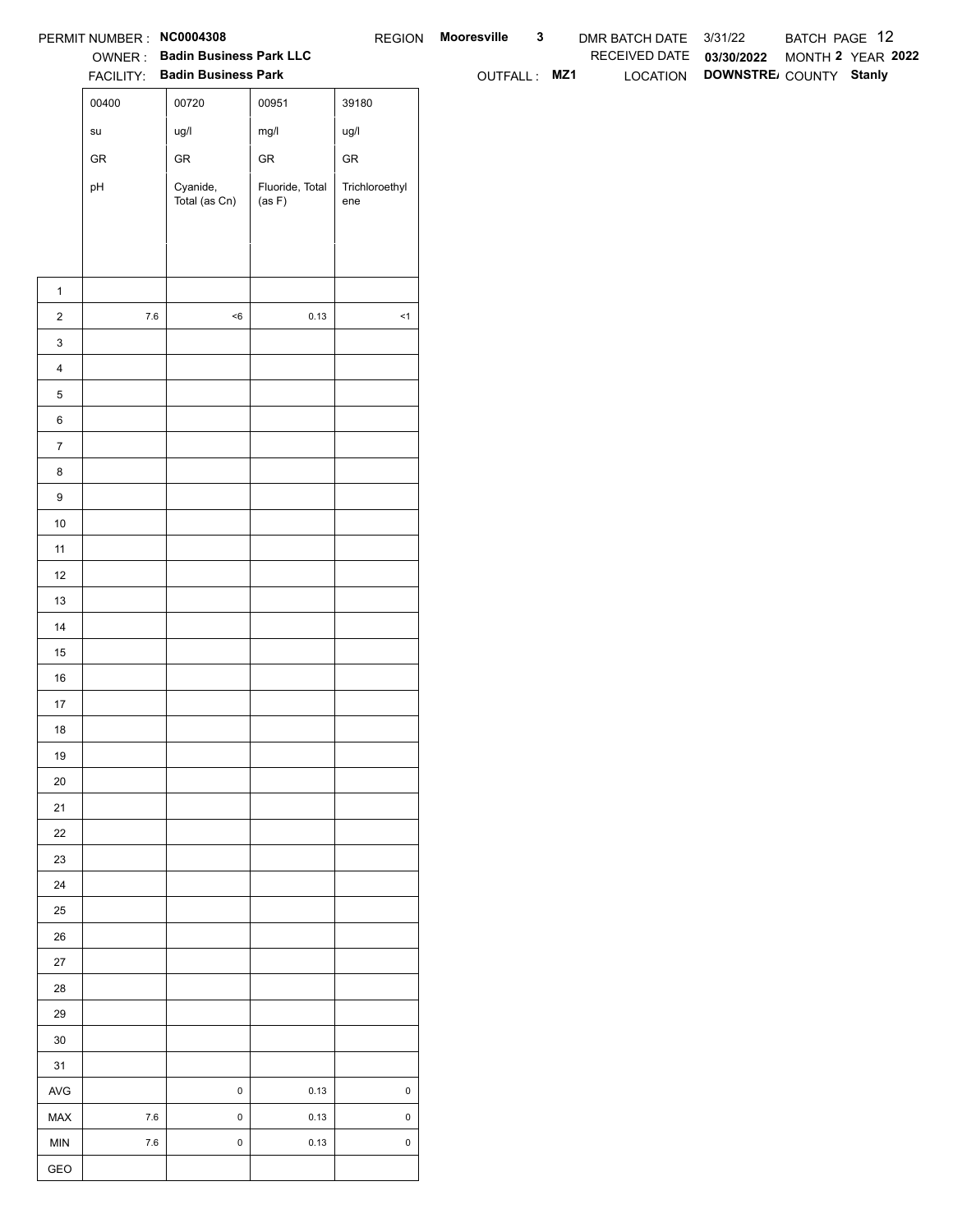PERMIT NUMBER : **NC0004308** REGION **Mooresville** **3** DMR BATCH DATE 3/31/22 BATCH PAGE 12

OWNER : **Badin Business Park LLC** RECEIVED DATE **03/30/2022** MONTH **2** YEAR **2022**

FACILITY: **Badin Business Park** OUTFALL : **MZ1** LOCATION **DOWNSTRE/** COUNTY **Stanly**

| | 00400 | 00720 | 00951 | 39180 |
|---|---|---|---|---|
| | su | ug/l | mg/l | ug/l |
| | GR | GR | GR | GR |
| | pH | Cyanide, Total (as Cn) | Fluoride, Total (as F) | Trichloroethylene |
| 1 | | | | |
| 2 | 7.6 | <6 | 0.13 | <1 |
| 3 | | | | |
| 4 | | | | |
| 5 | | | | |
| 6 | | | | |
| 7 | | | | |
| 8 | | | | |
| 9 | | | | |
| 10 | | | | |
| 11 | | | | |
| 12 | | | | |
| 13 | | | | |
| 14 | | | | |
| 15 | | | | |
| 16 | | | | |
| 17 | | | | |
| 18 | | | | |
| 19 | | | | |
| 20 | | | | |
| 21 | | | | |
| 22 | | | | |
| 23 | | | | |
| 24 | | | | |
| 25 | | | | |
| 26 | | | | |
| 27 | | | | |
| 28 | | | | |
| 29 | | | | |
| 30 | | | | |
| 31 | | | | |
| AVG | | 0 | 0.13 | 0 |
| MAX | 7.6 | 0 | 0.13 | 0 |
| MIN | 7.6 | 0 | 0.13 | 0 |
| GEO | | | | |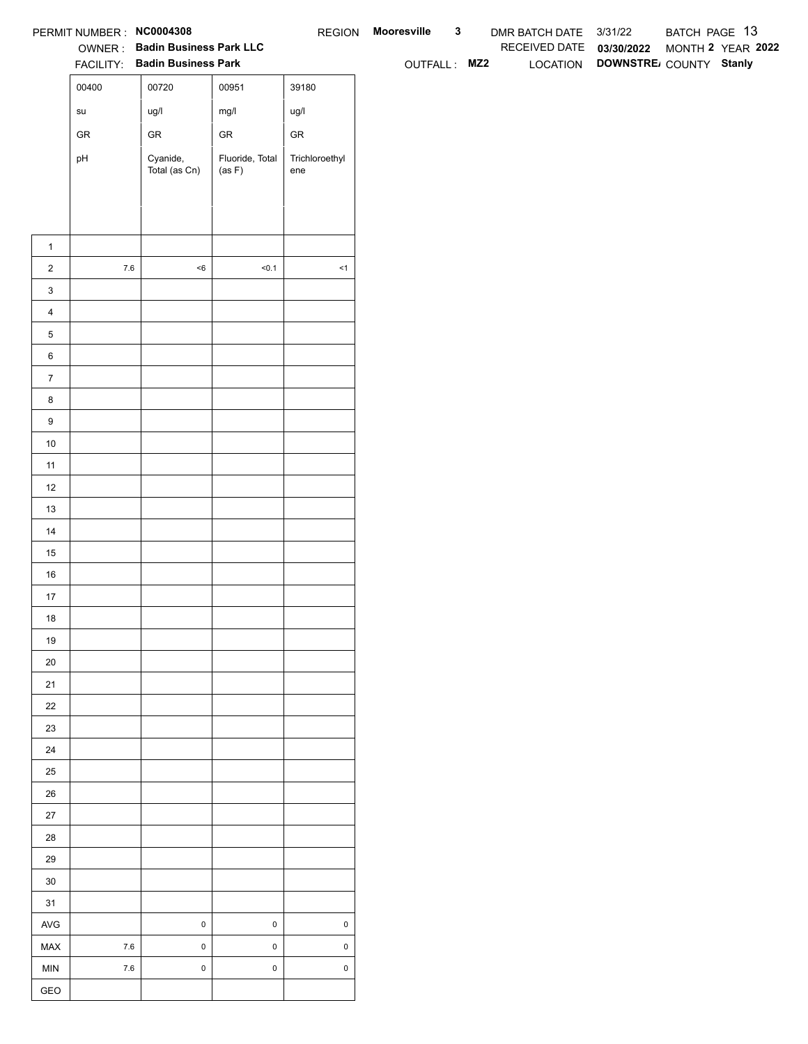PERMIT NUMBER : **NC0004308** REGION **Mooresville 3** DMR BATCH DATE 3/31/22 BATCH PAGE 13

OWNER : **Badin Business Park LLC** RECEIVED DATE **03/30/2022** MONTH **2** YEAR **2022**

FACILITY: **Badin Business Park** OUTFALL : **MZ2** LOCATION **DOWNSTRE/** COUNTY **Stanly**

| | 00400 | 00720 | 00951 | 39180 |
|---|---|---|---|---|
| | su | ug/l | mg/l | ug/l |
| | GR | GR | GR | GR |
| | pH | Cyanide, Total (as Cn) | Fluoride, Total (as F) | Trichloroethylene |
| 1 | | | | |
| 2 | 7.6 | <6 | <0.1 | <1 |
| 3 | | | | |
| 4 | | | | |
| 5 | | | | |
| 6 | | | | |
| 7 | | | | |
| 8 | | | | |
| 9 | | | | |
| 10 | | | | |
| 11 | | | | |
| 12 | | | | |
| 13 | | | | |
| 14 | | | | |
| 15 | | | | |
| 16 | | | | |
| 17 | | | | |
| 18 | | | | |
| 19 | | | | |
| 20 | | | | |
| 21 | | | | |
| 22 | | | | |
| 23 | | | | |
| 24 | | | | |
| 25 | | | | |
| 26 | | | | |
| 27 | | | | |
| 28 | | | | |
| 29 | | | | |
| 30 | | | | |
| 31 | | | | |
| AVG | | 0 | 0 | 0 |
| MAX | 7.6 | 0 | 0 | 0 |
| MIN | 7.6 | 0 | 0 | 0 |
| GEO | | | | |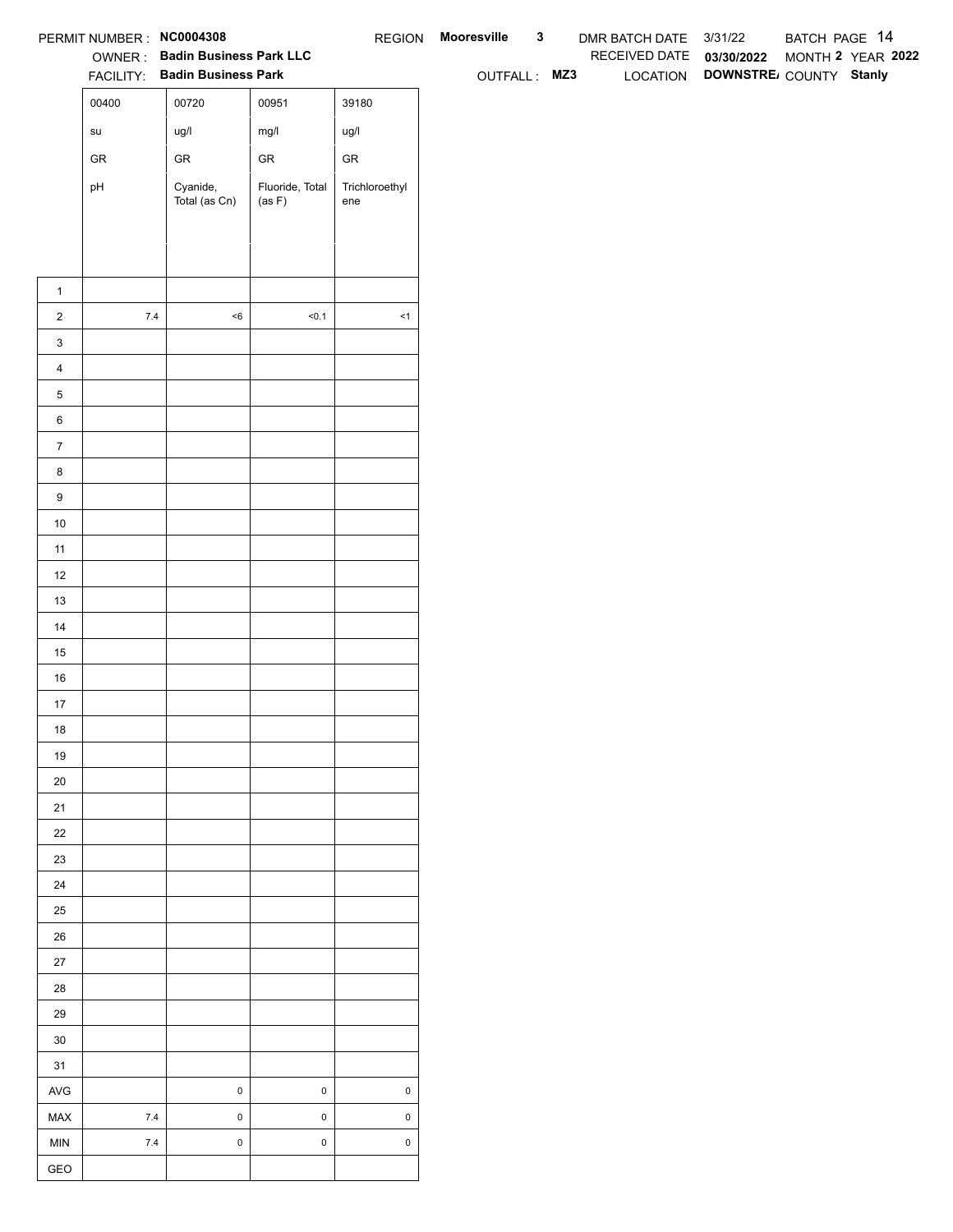PERMIT NUMBER : **NC0004308** REGION **Mooresville 3** DMR BATCH DATE 3/31/22 BATCH PAGE 14

OWNER : **Badin Business Park LLC** RECEIVED DATE **03/30/2022** MONTH **2** YEAR **2022**

FACILITY: **Badin Business Park** OUTFALL : **MZ3** LOCATION **DOWNSTRE/** COUNTY **Stanly**

| | 00400 | 00720 | 00951 | 39180 |
|---|---|---|---|---|
| | su | ug/l | mg/l | ug/l |
| | GR | GR | GR | GR |
| | pH | Cyanide, Total (as Cn) | Fluoride, Total (as F) | Trichloroethylene |
| 1 | | | | |
| 2 | 7.4 | <6 | <0.1 | <1 |
| 3 | | | | |
| 4 | | | | |
| 5 | | | | |
| 6 | | | | |
| 7 | | | | |
| 8 | | | | |
| 9 | | | | |
| 10 | | | | |
| 11 | | | | |
| 12 | | | | |
| 13 | | | | |
| 14 | | | | |
| 15 | | | | |
| 16 | | | | |
| 17 | | | | |
| 18 | | | | |
| 19 | | | | |
| 20 | | | | |
| 21 | | | | |
| 22 | | | | |
| 23 | | | | |
| 24 | | | | |
| 25 | | | | |
| 26 | | | | |
| 27 | | | | |
| 28 | | | | |
| 29 | | | | |
| 30 | | | | |
| 31 | | | | |
| AVG | | 0 | 0 | 0 |
| MAX | 7.4 | 0 | 0 | 0 |
| MIN | 7.4 | 0 | 0 | 0 |
| GEO | | | | |